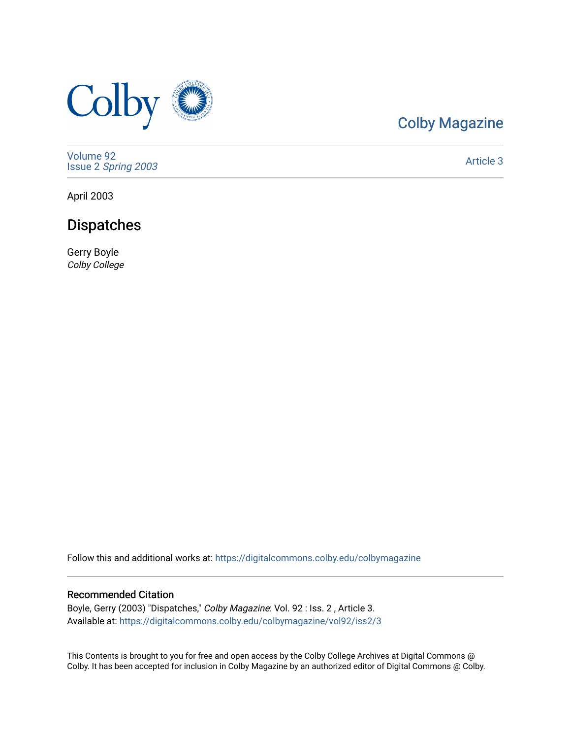Colby Magazine

Volume 92
Issue 2 *Spring 2003*

Article 3

April 2003

# Dispatches

Gerry Boyle
*Colby College*

Follow this and additional works at: https://digitalcommons.colby.edu/colbymagazine

## Recommended Citation

Boyle, Gerry (2003) "Dispatches," *Colby Magazine*: Vol. 92 : Iss. 2 , Article 3.
Available at: https://digitalcommons.colby.edu/colbymagazine/vol92/iss2/3

This Contents is brought to you for free and open access by the Colby College Archives at Digital Commons @ Colby. It has been accepted for inclusion in Colby Magazine by an authorized editor of Digital Commons @ Colby.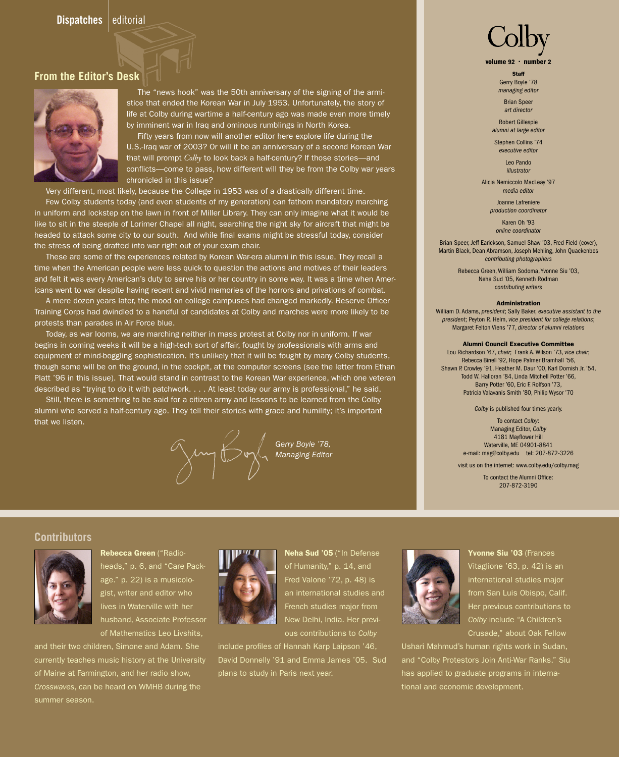Dispatches | editorial

## From the Editor's Desk

The "news hook" was the 50th anniversary of the signing of the armistice that ended the Korean War in July 1953. Unfortunately, the story of life at Colby during wartime a half-century ago was made even more timely by imminent war in Iraq and ominous rumblings in North Korea.

Fifty years from now will another editor here explore life during the U.S.-Iraq war of 2003? Or will it be an anniversary of a second Korean War that will prompt *Colby* to look back a half-century? If those stories—and conflicts—come to pass, how different will they be from the Colby war years chronicled in this issue?

Very different, most likely, because the College in 1953 was of a drastically different time.

Few Colby students today (and even students of my generation) can fathom mandatory marching in uniform and lockstep on the lawn in front of Miller Library. They can only imagine what it would be like to sit in the steeple of Lorimer Chapel all night, searching the night sky for aircraft that might be headed to attack some city to our south. And while final exams might be stressful today, consider the stress of being drafted into war right out of your exam chair.

These are some of the experiences related by Korean War-era alumni in this issue. They recall a time when the American people were less quick to question the actions and motives of their leaders and felt it was every American's duty to serve his or her country in some way. It was a time when Americans went to war despite having recent and vivid memories of the horrors and privations of combat.

A mere dozen years later, the mood on college campuses had changed markedly. Reserve Officer Training Corps had dwindled to a handful of candidates at Colby and marches were more likely to be protests than parades in Air Force blue.

Today, as war looms, we are marching neither in mass protest at Colby nor in uniform. If war begins in coming weeks it will be a high-tech sort of affair, fought by professionals with arms and equipment of mind-boggling sophistication. It's unlikely that it will be fought by many Colby students, though some will be on the ground, in the cockpit, at the computer screens (see the letter from Ethan Platt '96 in this issue). That would stand in contrast to the Korean War experience, which one veteran described as "trying to do it with patchwork. . . . At least today our army is professional," he said.

Still, there is something to be said for a citizen army and lessons to be learned from the Colby alumni who served a half-century ago. They tell their stories with grace and humility; it's important that we listen.

*Gerry Boyle '78,*
*Managing Editor*

---

# Colby

**volume 92 · number 2**

**Staff**

Gerry Boyle '78
*managing editor*

Brian Speer
*art director*

Robert Gillespie
*alumni at large editor*

Stephen Collins '74
*executive editor*

Leo Pando
*illustrator*

Alicia Nemiccolo MacLeay '97
*media editor*

Joanne Lafreniere
*production coordinator*

Karen Oh '93
*online coordinator*

Brian Speer, Jeff Earickson, Samuel Shaw '03, Fred Field (cover), Martin Black, Dean Abramson, Joseph Mehling, John Quackenbos
*contributing photographers*

Rebecca Green, William Sodoma, Yvonne Siu '03, Neha Sud '05, Kenneth Rodman
*contributing writers*

**Administration**

William D. Adams, *president*; Sally Baker, *executive assistant to the president*; Peyton R. Helm, *vice president for college relations*; Margaret Felton Viens '77, *director of alumni relations*

**Alumni Council Executive Committee**

Lou Richardson '67, *chair*; Frank A. Wilson '73, *vice chair*; Rebecca Birrell '92, Hope Palmer Bramhall '56, Shawn P. Crowley '91, Heather M. Daur '00, Karl Dornish Jr. '54, Todd W. Halloran '84, Linda Mitchell Potter '66, Barry Potter '60, Eric F. Rolfson '73, Patricia Valavanis Smith '80, Philip Wysor '70

*Colby* is published four times yearly.

To contact *Colby*:
Managing Editor, *Colby*
4181 Mayflower Hill
Waterville, ME 04901-8841
e-mail: mag@colby.edu tel: 207-872-3226

visit us on the internet: www.colby.edu/colby.mag

To contact the Alumni Office:
207-872-3190

---

## Contributors

**Rebecca Green** ("Radioheads," p. 6, and "Care Package." p. 22) is a musicologist, writer and editor who lives in Waterville with her husband, Associate Professor of Mathematics Leo Livshits, and their two children, Simone and Adam. She currently teaches music history at the University of Maine at Farmington, and her radio show, *Crosswaves*, can be heard on WMHB during the summer season.

**Neha Sud '05** ("In Defense of Humanity," p. 14, and Fred Valone '72, p. 48) is an international studies and French studies major from New Delhi, India. Her previous contributions to *Colby* include profiles of Hannah Karp Laipson '46, David Donnelly '91 and Emma James '05. Sud plans to study in Paris next year.

**Yvonne Siu '03** (Frances Vitaglione '63, p. 42) is an international studies major from San Luis Obispo, Calif. Her previous contributions to *Colby* include "A Children's Crusade," about Oak Fellow Ushari Mahmud's human rights work in Sudan, and "Colby Protestors Join Anti-War Ranks." Siu has applied to graduate programs in international and economic development.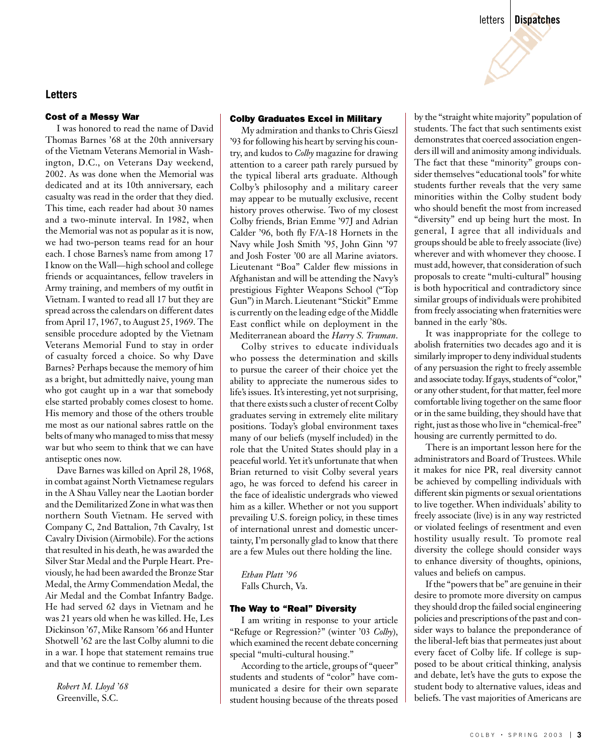## Letters

### Cost of a Messy War

I was honored to read the name of David Thomas Barnes '68 at the 20th anniversary of the Vietnam Veterans Memorial in Washington, D.C., on Veterans Day weekend, 2002. As was done when the Memorial was dedicated and at its 10th anniversary, each casualty was read in the order that they died. This time, each reader had about 30 names and a two-minute interval. In 1982, when the Memorial was not as popular as it is now, we had two-person teams read for an hour each. I chose Barnes's name from among 17 I know on the Wall—high school and college friends or acquaintances, fellow travelers in Army training, and members of my outfit in Vietnam. I wanted to read all 17 but they are spread across the calendars on different dates from April 17, 1967, to August 25, 1969. The sensible procedure adopted by the Vietnam Veterans Memorial Fund to stay in order of casualty forced a choice. So why Dave Barnes? Perhaps because the memory of him as a bright, but admittedly naive, young man who got caught up in a war that somebody else started probably comes closest to home. His memory and those of the others trouble me most as our national sabres rattle on the belts of many who managed to miss that messy war but who seem to think that we can have antiseptic ones now.

Dave Barnes was killed on April 28, 1968, in combat against North Vietnamese regulars in the A Shau Valley near the Laotian border and the Demilitarized Zone in what was then northern South Vietnam. He served with Company C, 2nd Battalion, 7th Cavalry, 1st Cavalry Division (Airmobile). For the actions that resulted in his death, he was awarded the Silver Star Medal and the Purple Heart. Previously, he had been awarded the Bronze Star Medal, the Army Commendation Medal, the Air Medal and the Combat Infantry Badge. He had served 62 days in Vietnam and he was 21 years old when he was killed. He, Les Dickinson '67, Mike Ransom '66 and Hunter Shotwell '62 are the last Colby alumni to die in a war. I hope that statement remains true and that we continue to remember them.

*Robert M. Lloyd '68*
Greenville, S.C.

### Colby Graduates Excel in Military

My admiration and thanks to Chris Gieszl '93 for following his heart by serving his country, and kudos to *Colby* magazine for drawing attention to a career path rarely pursued by the typical liberal arts graduate. Although Colby's philosophy and a military career may appear to be mutually exclusive, recent history proves otherwise. Two of my closest Colby friends, Brian Emme '97J and Adrian Calder '96, both fly F/A-18 Hornets in the Navy while Josh Smith '95, John Ginn '97 and Josh Foster '00 are all Marine aviators. Lieutenant "Boa" Calder flew missions in Afghanistan and will be attending the Navy's prestigious Fighter Weapons School ("Top Gun") in March. Lieutenant "Stickit" Emme is currently on the leading edge of the Middle East conflict while on deployment in the Mediterranean aboard the *Harry S. Truman*.

Colby strives to educate individuals who possess the determination and skills to pursue the career of their choice yet the ability to appreciate the numerous sides to life's issues. It's interesting, yet not surprising, that there exists such a cluster of recent Colby graduates serving in extremely elite military positions. Today's global environment taxes many of our beliefs (myself included) in the role that the United States should play in a peaceful world. Yet it's unfortunate that when Brian returned to visit Colby several years ago, he was forced to defend his career in the face of idealistic undergrads who viewed him as a killer. Whether or not you support prevailing U.S. foreign policy, in these times of international unrest and domestic uncertainty, I'm personally glad to know that there are a few Mules out there holding the line.

*Ethan Platt '96*
Falls Church, Va.

### The Way to "Real" Diversity

I am writing in response to your article "Refuge or Regression?" (winter '03 *Colby*), which examined the recent debate concerning special "multi-cultural housing."

According to the article, groups of "queer" students and students of "color" have communicated a desire for their own separate student housing because of the threats posed by the "straight white majority" population of students. The fact that such sentiments exist demonstrates that coerced association engenders ill will and animosity among individuals. The fact that these "minority" groups consider themselves "educational tools" for white students further reveals that the very same minorities within the Colby student body who should benefit the most from increased "diversity" end up being hurt the most. In general, I agree that all individuals and groups should be able to freely associate (live) wherever and with whomever they choose. I must add, however, that consideration of such proposals to create "multi-cultural" housing is both hypocritical and contradictory since similar groups of individuals were prohibited from freely associating when fraternities were banned in the early '80s.

It was inappropriate for the college to abolish fraternities two decades ago and it is similarly improper to deny individual students of any persuasion the right to freely assemble and associate today. If gays, students of "color," or any other student, for that matter, feel more comfortable living together on the same floor or in the same building, they should have that right, just as those who live in "chemical-free" housing are currently permitted to do.

There is an important lesson here for the administrators and Board of Trustees. While it makes for nice PR, real diversity cannot be achieved by compelling individuals with different skin pigments or sexual orientations to live together. When individuals' ability to freely associate (live) is in any way restricted or violated feelings of resentment and even hostility usually result. To promote real diversity the college should consider ways to enhance diversity of thoughts, opinions, values and beliefs on campus.

If the "powers that be" are genuine in their desire to promote more diversity on campus they should drop the failed social engineering policies and prescriptions of the past and consider ways to balance the preponderance of the liberal-left bias that permeates just about every facet of Colby life. If college is supposed to be about critical thinking, analysis and debate, let's have the guts to expose the student body to alternative values, ideas and beliefs. The vast majorities of Americans are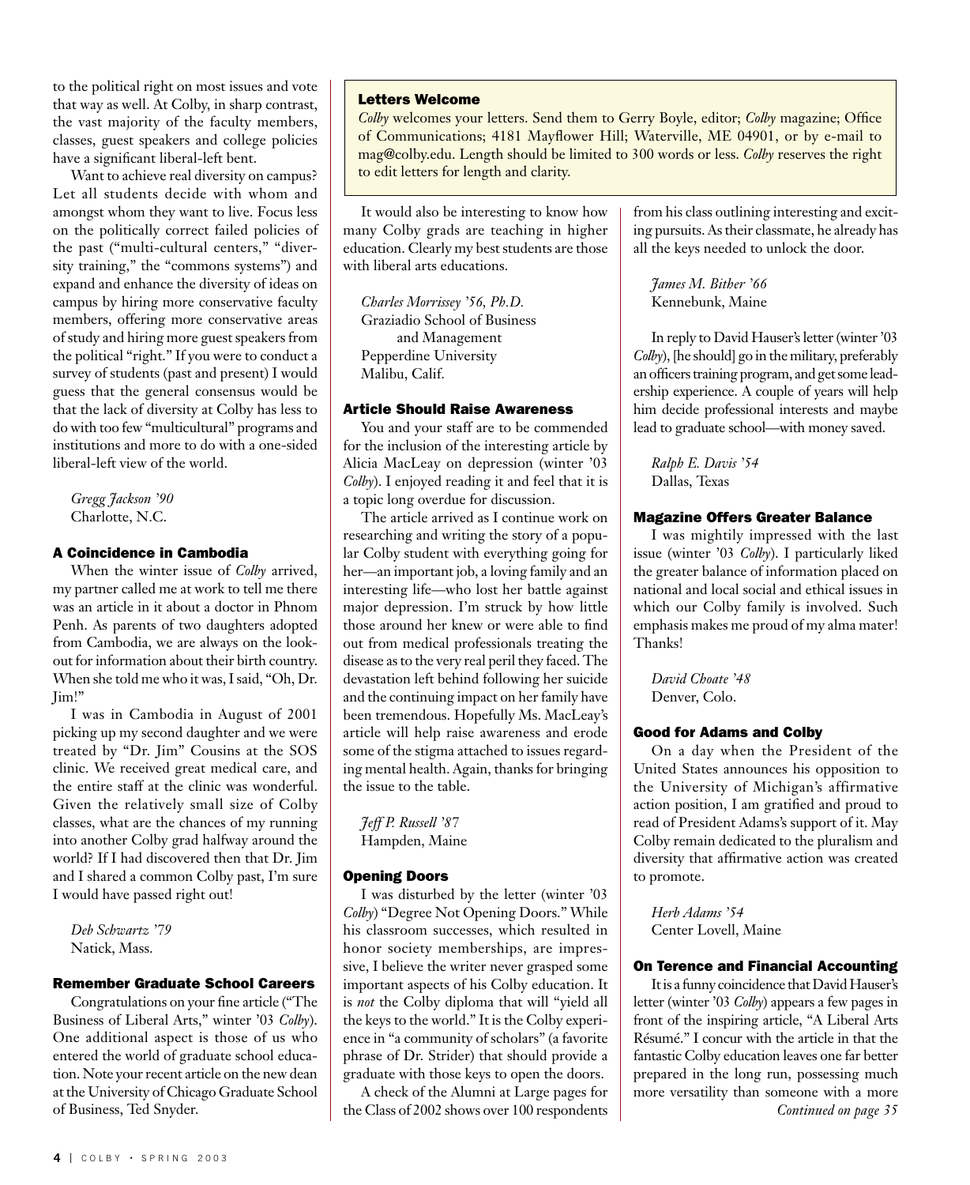to the political right on most issues and vote that way as well. At Colby, in sharp contrast, the vast majority of the faculty members, classes, guest speakers and college policies have a significant liberal-left bent.

Want to achieve real diversity on campus? Let all students decide with whom and amongst whom they want to live. Focus less on the politically correct failed policies of the past ("multi-cultural centers," "diversity training," the "commons systems") and expand and enhance the diversity of ideas on campus by hiring more conservative faculty members, offering more conservative areas of study and hiring more guest speakers from the political "right." If you were to conduct a survey of students (past and present) I would guess that the general consensus would be that the lack of diversity at Colby has less to do with too few "multicultural" programs and institutions and more to do with a one-sided liberal-left view of the world.

*Gregg Jackson '90*
Charlotte, N.C.

### A Coincidence in Cambodia

When the winter issue of *Colby* arrived, my partner called me at work to tell me there was an article in it about a doctor in Phnom Penh. As parents of two daughters adopted from Cambodia, we are always on the lookout for information about their birth country. When she told me who it was, I said, "Oh, Dr. Jim!"

I was in Cambodia in August of 2001 picking up my second daughter and we were treated by "Dr. Jim" Cousins at the SOS clinic. We received great medical care, and the entire staff at the clinic was wonderful. Given the relatively small size of Colby classes, what are the chances of my running into another Colby grad halfway around the world? If I had discovered then that Dr. Jim and I shared a common Colby past, I'm sure I would have passed right out!

*Deb Schwartz '79*
Natick, Mass.

### Remember Graduate School Careers

Congratulations on your fine article ("The Business of Liberal Arts," winter '03 *Colby*). One additional aspect is those of us who entered the world of graduate school education. Note your recent article on the new dean at the University of Chicago Graduate School of Business, Ted Snyder.

It would also be interesting to know how many Colby grads are teaching in higher education. Clearly my best students are those with liberal arts educations.

*Charles Morrissey '56, Ph.D.*
Graziadio School of Business and Management
Pepperdine University
Malibu, Calif.

> **Letters Welcome**
>
> *Colby* welcomes your letters. Send them to Gerry Boyle, editor; *Colby* magazine; Office of Communications; 4181 Mayflower Hill; Waterville, ME 04901, or by e-mail to mag@colby.edu. Length should be limited to 300 words or less. *Colby* reserves the right to edit letters for length and clarity.

### Article Should Raise Awareness

You and your staff are to be commended for the inclusion of the interesting article by Alicia MacLeay on depression (winter '03 *Colby*). I enjoyed reading it and feel that it is a topic long overdue for discussion.

The article arrived as I continue work on researching and writing the story of a popular Colby student with everything going for her—an important job, a loving family and an interesting life—who lost her battle against major depression. I'm struck by how little those around her knew or were able to find out from medical professionals treating the disease as to the very real peril they faced. The devastation left behind following her suicide and the continuing impact on her family have been tremendous. Hopefully Ms. MacLeay's article will help raise awareness and erode some of the stigma attached to issues regarding mental health. Again, thanks for bringing the issue to the table.

*Jeff P. Russell '87*
Hampden, Maine

### Opening Doors

I was disturbed by the letter (winter '03 *Colby*) "Degree Not Opening Doors." While his classroom successes, which resulted in honor society memberships, are impressive, I believe the writer never grasped some important aspects of his Colby education. It is *not* the Colby diploma that will "yield all the keys to the world." It is the Colby experience in "a community of scholars" (a favorite phrase of Dr. Strider) that should provide a graduate with those keys to open the doors.

A check of the Alumni at Large pages for the Class of 2002 shows over 100 respondents from his class outlining interesting and exciting pursuits. As their classmate, he already has all the keys needed to unlock the door.

*James M. Bither '66*
Kennebunk, Maine

In reply to David Hauser's letter (winter '03 *Colby*), [he should] go in the military, preferably an officers training program, and get some leadership experience. A couple of years will help him decide professional interests and maybe lead to graduate school—with money saved.

*Ralph E. Davis '54*
Dallas, Texas

### Magazine Offers Greater Balance

I was mightily impressed with the last issue (winter '03 *Colby*). I particularly liked the greater balance of information placed on national and local social and ethical issues in which our Colby family is involved. Such emphasis makes me proud of my alma mater! Thanks!

*David Choate '48*
Denver, Colo.

### Good for Adams and Colby

On a day when the President of the United States announces his opposition to the University of Michigan's affirmative action position, I am gratified and proud to read of President Adams's support of it. May Colby remain dedicated to the pluralism and diversity that affirmative action was created to promote.

*Herb Adams '54*
Center Lovell, Maine

### On Terence and Financial Accounting

It is a funny coincidence that David Hauser's letter (winter '03 *Colby*) appears a few pages in front of the inspiring article, "A Liberal Arts Résumé." I concur with the article in that the fantastic Colby education leaves one far better prepared in the long run, possessing much more versatility than someone with a more

*Continued on page 35*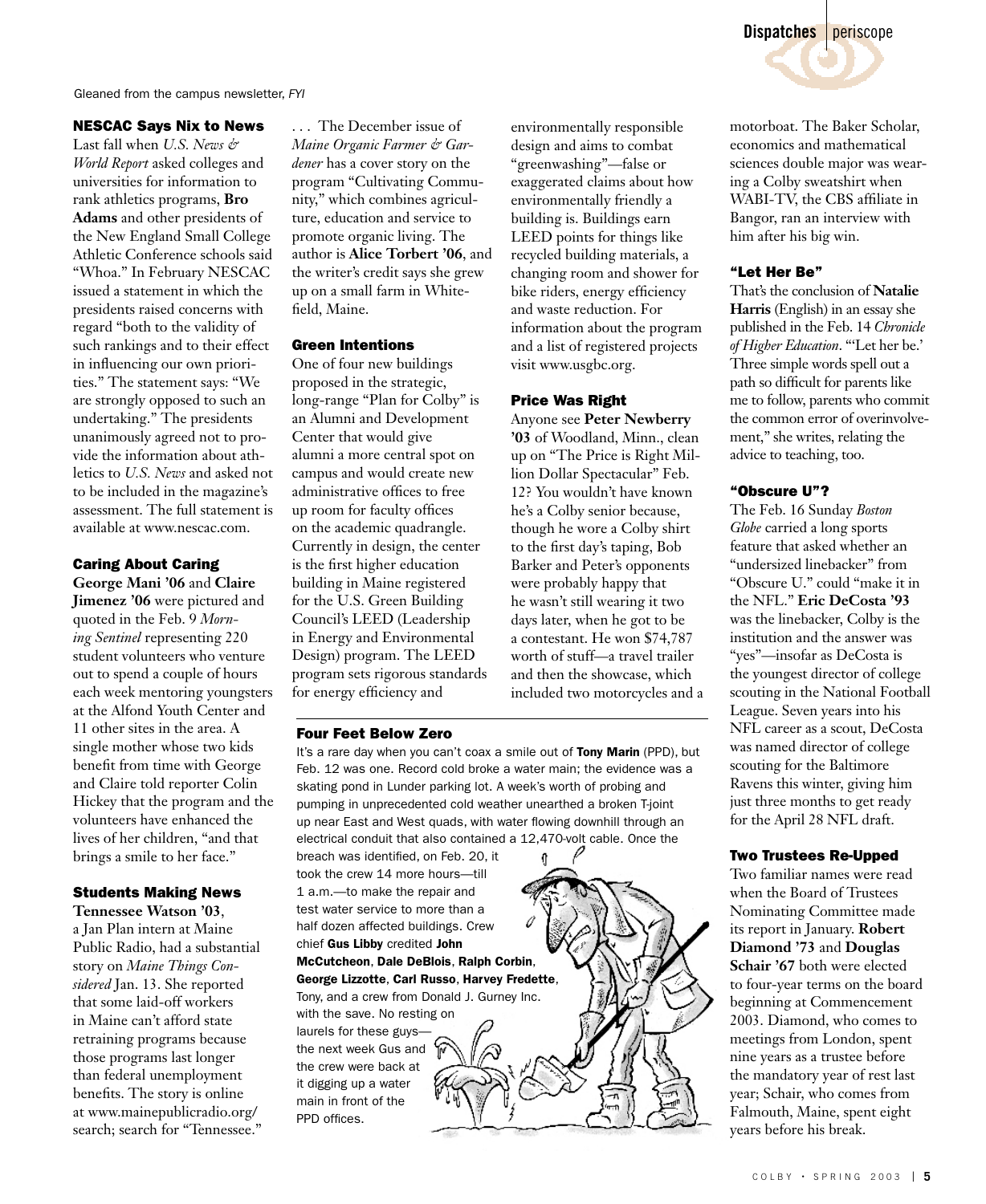Dispatches periscope

Gleaned from the campus newsletter, *FYI*

### NESCAC Says Nix to News

Last fall when *U.S. News & World Report* asked colleges and universities for information to rank athletics programs, **Bro Adams** and other presidents of the New England Small College Athletic Conference schools said "Whoa." In February NESCAC issued a statement in which the presidents raised concerns with regard "both to the validity of such rankings and to their effect in influencing our own priorities." The statement says: "We are strongly opposed to such an undertaking." The presidents unanimously agreed not to provide the information about athletics to *U.S. News* and asked not to be included in the magazine's assessment. The full statement is available at www.nescac.com.

### Caring About Caring

**George Mani '06** and **Claire Jimenez '06** were pictured and quoted in the Feb. 9 *Morning Sentinel* representing 220 student volunteers who venture out to spend a couple of hours each week mentoring youngsters at the Alfond Youth Center and 11 other sites in the area. A single mother whose two kids benefit from time with George and Claire told reporter Colin Hickey that the program and the volunteers have enhanced the lives of her children, "and that brings a smile to her face."

### Students Making News

**Tennessee Watson '03**, a Jan Plan intern at Maine Public Radio, had a substantial story on *Maine Things Considered* Jan. 13. She reported that some laid-off workers in Maine can't afford state retraining programs because those programs last longer than federal unemployment benefits. The story is online at www.mainepublicradio.org/search; search for "Tennessee." . . . The December issue of *Maine Organic Farmer & Gardener* has a cover story on the program "Cultivating Community," which combines agriculture, education and service to promote organic living. The author is **Alice Torbert '06**, and the writer's credit says she grew up on a small farm in Whitefield, Maine.

### Green Intentions

One of four new buildings proposed in the strategic, long-range "Plan for Colby" is an Alumni and Development Center that would give alumni a more central spot on campus and would create new administrative offices to free up room for faculty offices on the academic quadrangle. Currently in design, the center is the first higher education building in Maine registered for the U.S. Green Building Council's LEED (Leadership in Energy and Environmental Design) program. The LEED program sets rigorous standards for energy efficiency and environmentally responsible design and aims to combat "greenwashing"—false or exaggerated claims about how environmentally friendly a building is. Buildings earn LEED points for things like recycled building materials, a changing room and shower for bike riders, energy efficiency and waste reduction. For information about the program and a list of registered projects visit www.usgbc.org.

### Price Was Right

Anyone see **Peter Newberry '03** of Woodland, Minn., clean up on "The Price is Right Million Dollar Spectacular" Feb. 12? You wouldn't have known he's a Colby senior because, though he wore a Colby shirt to the first day's taping, Bob Barker and Peter's opponents were probably happy that he wasn't still wearing it two days later, when he got to be a contestant. He won $74,787 worth of stuff—a travel trailer and then the showcase, which included two motorcycles and a motorboat. The Baker Scholar, economics and mathematical sciences double major was wearing a Colby sweatshirt when WABI-TV, the CBS affiliate in Bangor, ran an interview with him after his big win.

### Four Feet Below Zero

It's a rare day when you can't coax a smile out of **Tony Marin** (PPD), but Feb. 12 was one. Record cold broke a water main; the evidence was a skating pond in Lunder parking lot. A week's worth of probing and pumping in unprecedented cold weather unearthed a broken T-joint up near East and West quads, with water flowing downhill through an electrical conduit that also contained a 12,470-volt cable. Once the breach was identified, on Feb. 20, it took the crew 14 more hours—till 1 a.m.—to make the repair and test water service to more than a half dozen affected buildings. Crew chief **Gus Libby** credited **John McCutcheon**, **Dale DeBlois**, **Ralph Corbin**, **George Lizzotte**, **Carl Russo**, **Harvey Fredette**, Tony, and a crew from Donald J. Gurney Inc. with the save. No resting on laurels for these guys—the next week Gus and the crew were back at it digging up a water main in front of the PPD offices.

### "Let Her Be"

That's the conclusion of **Natalie Harris** (English) in an essay she published in the Feb. 14 *Chronicle of Higher Education*. "'Let her be.' Three simple words spell out a path so difficult for parents like me to follow, parents who commit the common error of overinvolvement," she writes, relating the advice to teaching, too.

### "Obscure U"?

The Feb. 16 Sunday *Boston Globe* carried a long sports feature that asked whether an "undersized linebacker" from "Obscure U." could "make it in the NFL." **Eric DeCosta '93** was the linebacker, Colby is the institution and the answer was "yes"—insofar as DeCosta is the youngest director of college scouting in the National Football League. Seven years into his NFL career as a scout, DeCosta was named director of college scouting for the Baltimore Ravens this winter, giving him just three months to get ready for the April 28 NFL draft.

### Two Trustees Re-Upped

Two familiar names were read when the Board of Trustees Nominating Committee made its report in January. **Robert Diamond '73** and **Douglas Schair '67** both were elected to four-year terms on the board beginning at Commencement 2003. Diamond, who comes to meetings from London, spent nine years as a trustee before the mandatory year of rest last year; Schair, who comes from Falmouth, Maine, spent eight years before his break.